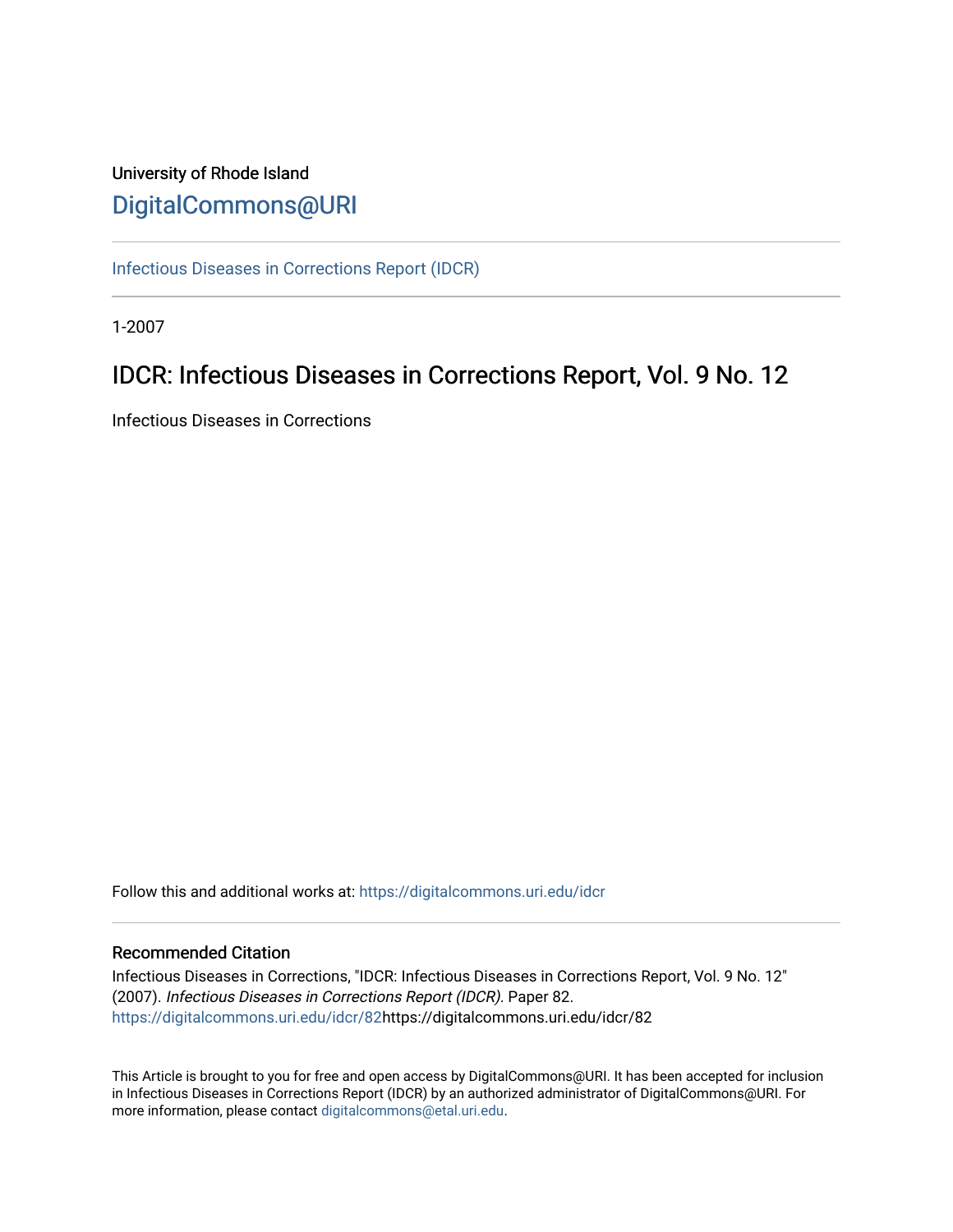University of Rhode Island

# DigitalCommons@URI

Infectious Diseases in Corrections Report (IDCR)

1-2007

## IDCR: Infectious Diseases in Corrections Report, Vol. 9 No. 12

Infectious Diseases in Corrections

Follow this and additional works at: https://digitalcommons.uri.edu/idcr

### Recommended Citation

Infectious Diseases in Corrections, "IDCR: Infectious Diseases in Corrections Report, Vol. 9 No. 12" (2007). *Infectious Diseases in Corrections Report (IDCR).* Paper 82.
https://digitalcommons.uri.edu/idcr/82https://digitalcommons.uri.edu/idcr/82

This Article is brought to you for free and open access by DigitalCommons@URI. It has been accepted for inclusion in Infectious Diseases in Corrections Report (IDCR) by an authorized administrator of DigitalCommons@URI. For more information, please contact digitalcommons@etal.uri.edu.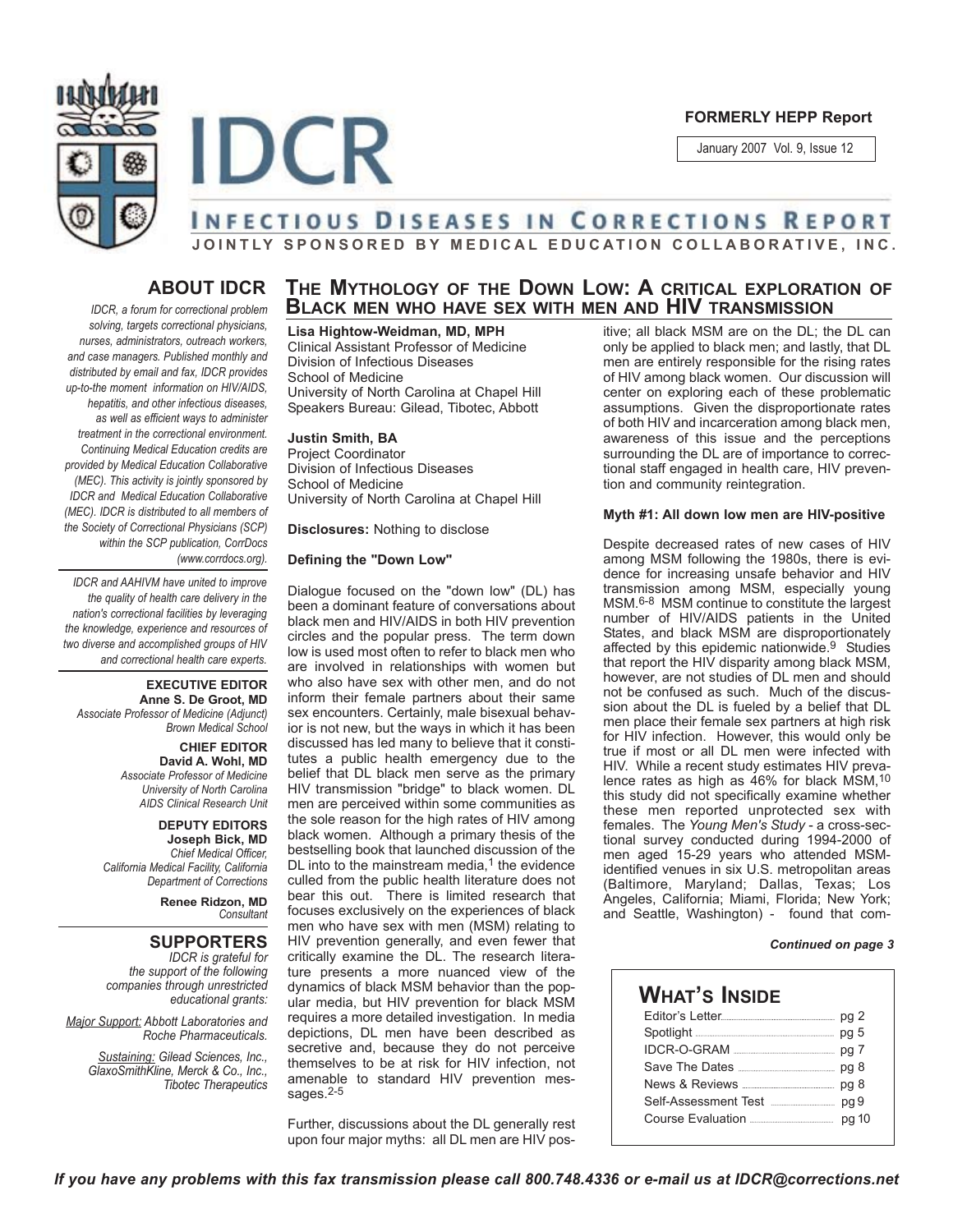**FORMERLY HEPP Report**

January 2007 Vol. 9, Issue 12

# IDCR

## INFECTIOUS DISEASES IN CORRECTIONS REPORT

**JOINTLY SPONSORED BY MEDICAL EDUCATION COLLABORATIVE, INC.**

## ABOUT IDCR

*IDCR, a forum for correctional problem solving, targets correctional physicians, nurses, administrators, outreach workers, and case managers. Published monthly and distributed by email and fax, IDCR provides up-to-the moment information on HIV/AIDS, hepatitis, and other infectious diseases, as well as efficient ways to administer treatment in the correctional environment. Continuing Medical Education credits are provided by Medical Education Collaborative (MEC). This activity is jointly sponsored by IDCR and Medical Education Collaborative (MEC). IDCR is distributed to all members of the Society of Correctional Physicians (SCP) within the SCP publication, CorrDocs (www.corrdocs.org).*

*IDCR and AAHIVM have united to improve the quality of health care delivery in the nation's correctional facilities by leveraging the knowledge, experience and resources of two diverse and accomplished groups of HIV and correctional health care experts.*

**EXECUTIVE EDITOR**
**Anne S. De Groot, MD**
*Associate Professor of Medicine (Adjunct)*
*Brown Medical School*

**CHIEF EDITOR**
**David A. Wohl, MD**
*Associate Professor of Medicine*
*University of North Carolina*
*AIDS Clinical Research Unit*

**DEPUTY EDITORS**
**Joseph Bick, MD**
*Chief Medical Officer,*
*California Medical Facility, California*
*Department of Corrections*

**Renee Ridzon, MD**
*Consultant*

## SUPPORTERS

*IDCR is grateful for the support of the following companies through unrestricted educational grants:*

*Major Support: Abbott Laboratories and Roche Pharmaceuticals.*

*Sustaining: Gilead Sciences, Inc., GlaxoSmithKline, Merck & Co., Inc., Tibotec Therapeutics*

# THE MYTHOLOGY OF THE DOWN LOW: A CRITICAL EXPLORATION OF BLACK MEN WHO HAVE SEX WITH MEN AND HIV TRANSMISSION

**Lisa Hightow-Weidman, MD, MPH**
Clinical Assistant Professor of Medicine
Division of Infectious Diseases
School of Medicine
University of North Carolina at Chapel Hill
Speakers Bureau: Gilead, Tibotec, Abbott

**Justin Smith, BA**
Project Coordinator
Division of Infectious Diseases
School of Medicine
University of North Carolina at Chapel Hill

**Disclosures:** Nothing to disclose

### Defining the "Down Low"

Dialogue focused on the "down low" (DL) has been a dominant feature of conversations about black men and HIV/AIDS in both HIV prevention circles and the popular press. The term down low is used most often to refer to black men who are involved in relationships with women but who also have sex with other men, and do not inform their female partners about their same sex encounters. Certainly, male bisexual behavior is not new, but the ways in which it has been discussed has led many to believe that it constitutes a public health emergency due to the belief that DL black men serve as the primary HIV transmission "bridge" to black women. DL men are perceived within some communities as the sole reason for the high rates of HIV among black women. Although a primary thesis of the bestselling book that launched discussion of the DL into to the mainstream media,[1] the evidence culled from the public health literature does not bear this out. There is limited research that focuses exclusively on the experiences of black men who have sex with men (MSM) relating to HIV prevention generally, and even fewer that critically examine the DL. The research literature presents a more nuanced view of the dynamics of black MSM behavior than the popular media, but HIV prevention for black MSM requires a more detailed investigation. In media depictions, DL men have been described as secretive and, because they do not perceive themselves to be at risk for HIV infection, not amenable to standard HIV prevention messages.[2-5]

Further, discussions about the DL generally rest upon four major myths: all DL men are HIV positive; all black MSM are on the DL; the DL can only be applied to black men; and lastly, that DL men are entirely responsible for the rising rates of HIV among black women. Our discussion will center on exploring each of these problematic assumptions. Given the disproportionate rates of both HIV and incarceration among black men, awareness of this issue and the perceptions surrounding the DL are of importance to correctional staff engaged in health care, HIV prevention and community reintegration.

### Myth #1: All down low men are HIV-positive

Despite decreased rates of new cases of HIV among MSM following the 1980s, there is evidence for increasing unsafe behavior and HIV transmission among MSM, especially young MSM.[6-8] MSM continue to constitute the largest number of HIV/AIDS patients in the United States, and black MSM are disproportionately affected by this epidemic nationwide.[9] Studies that report the HIV disparity among black MSM, however, are not studies of DL men and should not be confused as such. Much of the discussion about the DL is fueled by a belief that DL men place their female sex partners at high risk for HIV infection. However, this would only be true if most or all DL men were infected with HIV. While a recent study estimates HIV prevalence rates as high as 46% for black MSM,[10] this study did not specifically examine whether these men reported unprotected sex with females. The *Young Men's Study* - a cross-sectional survey conducted during 1994-2000 of men aged 15-29 years who attended MSM-identified venues in six U.S. metropolitan areas (Baltimore, Maryland; Dallas, Texas; Los Angeles, California; Miami, Florida; New York; and Seattle, Washington) - found that com-

***Continued on page 3***

## WHAT'S INSIDE

| | |
|---|---|
| Editor's Letter | pg 2 |
| Spotlight | pg 5 |
| IDCR-O-GRAM | pg 7 |
| Save The Dates | pg 8 |
| News & Reviews | pg 8 |
| Self-Assessment Test | pg 9 |
| Course Evaluation | pg 10 |

***If you have any problems with this fax transmission please call 800.748.4336 or e-mail us at IDCR@corrections.net***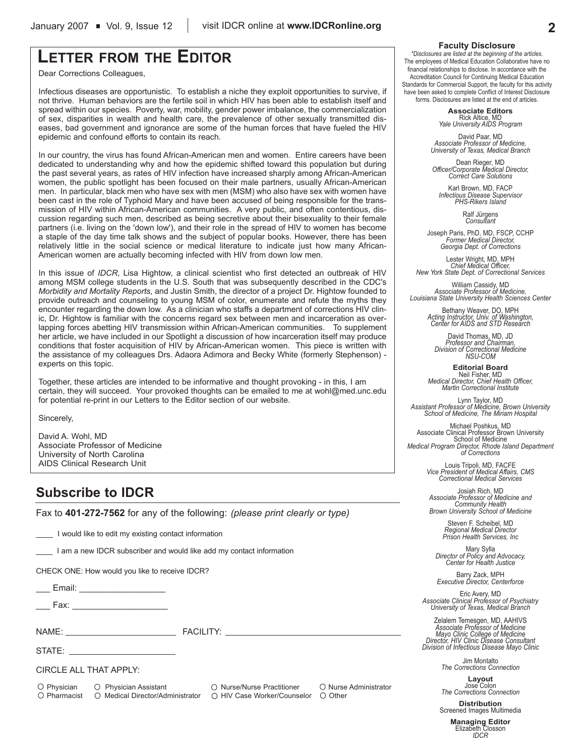# LETTER FROM THE EDITOR

Dear Corrections Colleagues,

Infectious diseases are opportunistic. To establish a niche they exploit opportunities to survive, if not thrive. Human behaviors are the fertile soil in which HIV has been able to establish itself and spread within our species. Poverty, war, mobility, gender power imbalance, the commercialization of sex, disparities in wealth and health care, the prevalence of other sexually transmitted diseases, bad government and ignorance are some of the human forces that have fueled the HIV epidemic and confound efforts to contain its reach.

In our country, the virus has found African-American men and women. Entire careers have been dedicated to understanding why and how the epidemic shifted toward this population but during the past several years, as rates of HIV infection have increased sharply among African-American women, the public spotlight has been focused on their male partners, usually African-American men. In particular, black men who have sex with men (MSM) who also have sex with women have been cast in the role of Typhoid Mary and have been accused of being responsible for the transmission of HIV within African-American communities. A very public, and often contentious, discussion regarding such men, described as being secretive about their bisexuality to their female partners (i.e. living on the 'down low'), and their role in the spread of HIV to women has become a staple of the day time talk shows and the subject of popular books. However, there has been relatively little in the social science or medical literature to indicate just how many African-American women are actually becoming infected with HIV from down low men.

In this issue of *IDCR*, Lisa Hightow, a clinical scientist who first detected an outbreak of HIV among MSM college students in the U.S. South that was subsequently described in the CDC's *Morbidity and Mortality Reports*, and Justin Smith, the director of a project Dr. Hightow founded to provide outreach and counseling to young MSM of color, enumerate and refute the myths they encounter regarding the down low. As a clinician who staffs a department of corrections HIV clinic, Dr. Hightow is familiar with the concerns regard sex between men and incarceration as overlapping forces abetting HIV transmission within African-American communities. To supplement her article, we have included in our Spotlight a discussion of how incarceration itself may produce conditions that foster acquisition of HIV by African-American women. This piece is written with the assistance of my colleagues Drs. Adaora Adimora and Becky White (formerly Stephenson) - experts on this topic.

Together, these articles are intended to be informative and thought provoking - in this, I am certain, they will succeed. Your provoked thoughts can be emailed to me at wohl@med.unc.edu for potential re-print in our Letters to the Editor section of our website.

Sincerely,

David A. Wohl, MD
Associate Professor of Medicine
University of North Carolina
AIDS Clinical Research Unit

## Subscribe to IDCR

Fax to **401-272-7562** for any of the following: *(please print clearly or type)*

____ I would like to edit my existing contact information

____ I am a new IDCR subscriber and would like add my contact information

CHECK ONE: How would you like to receive IDCR?

___ Email: __________________

___ Fax: ____________________

NAME: ______________________ FACILITY: ____________________________________

STATE: ______________________

CIRCLE ALL THAT APPLY:

○ Physician ○ Physician Assistant ○ Nurse/Nurse Practitioner ○ Nurse Administrator
○ Pharmacist ○ Medical Director/Administrator ○ HIV Case Worker/Counselor ○ Other

**Faculty Disclosure**

*\*Disclosures are listed at the beginning of the articles.* The employees of Medical Education Collaborative have no financial relationships to disclose. In accordance with the Accreditation Council for Continuing Medical Education Standards for Commercial Support, the faculty for this activity have been asked to complete Conflict of Interest Disclosure forms. Disclosures are listed at the end of articles.

**Associate Editors**

Rick Altice, MD
*Yale University AIDS Program*

David Paar, MD
*Associate Professor of Medicine, University of Texas, Medical Branch*

Dean Rieger, MD
*Officer/Corporate Medical Director, Correct Care Solutions*

Karl Brown, MD, FACP
*Infectious Disease Supervisor PHS-Rikers Island*

Ralf Jürgens
*Consultant*

Joseph Paris, PhD, MD, FSCP, CCHP
*Former Medical Director, Georgia Dept. of Corrections*

Lester Wright, MD, MPH
*Chief Medical Officer, New York State Dept. of Correctional Services*

William Cassidy, MD
*Associate Professor of Medicine, Louisiana State University Health Sciences Center*

Bethany Weaver, DO, MPH
*Acting Instructor, Univ. of Washington, Center for AIDS and STD Research*

David Thomas, MD, JD
*Professor and Chairman, Division of Correctional Medicine NSU-COM*

**Editorial Board**

Neil Fisher, MD
*Medical Director, Chief Health Officer, Martin Correctional Institute*

Lynn Taylor, MD
*Assistant Professor of Medicine, Brown University School of Medicine, The Miriam Hospital*

Michael Poshkus, MD
Associate Clinical Professor Brown University School of Medicine
*Medical Program Director, Rhode Island Department of Corrections*

Louis Tripoli, MD, FACFE
*Vice President of Medical Affairs, CMS Correctional Medical Services*

Josiah Rich, MD
*Associate Professor of Medicine and Community Health Brown University School of Medicine*

Steven F. Scheibel, MD
*Regional Medical Director Prison Health Services, Inc*

Mary Sylla
*Director of Policy and Advocacy, Center for Health Justice*

Barry Zack, MPH
*Executive Director, Centerforce*

Eric Avery, MD
*Associate Clinical Professor of Psychiatry University of Texas, Medical Branch*

Zelalem Temesgen, MD, AAHIVS
*Associate Professor of Medicine Mayo Clinic College of Medicine Director, HIV Clinic Disease Consultant Division of Infectious Disease Mayo Clinic*

Jim Montalto
*The Corrections Connection*

**Layout**

Jose Colon
*The Corrections Connection*

**Distribution**

Screened Images Multimedia

**Managing Editor**

Elizabeth Closson
*IDCR*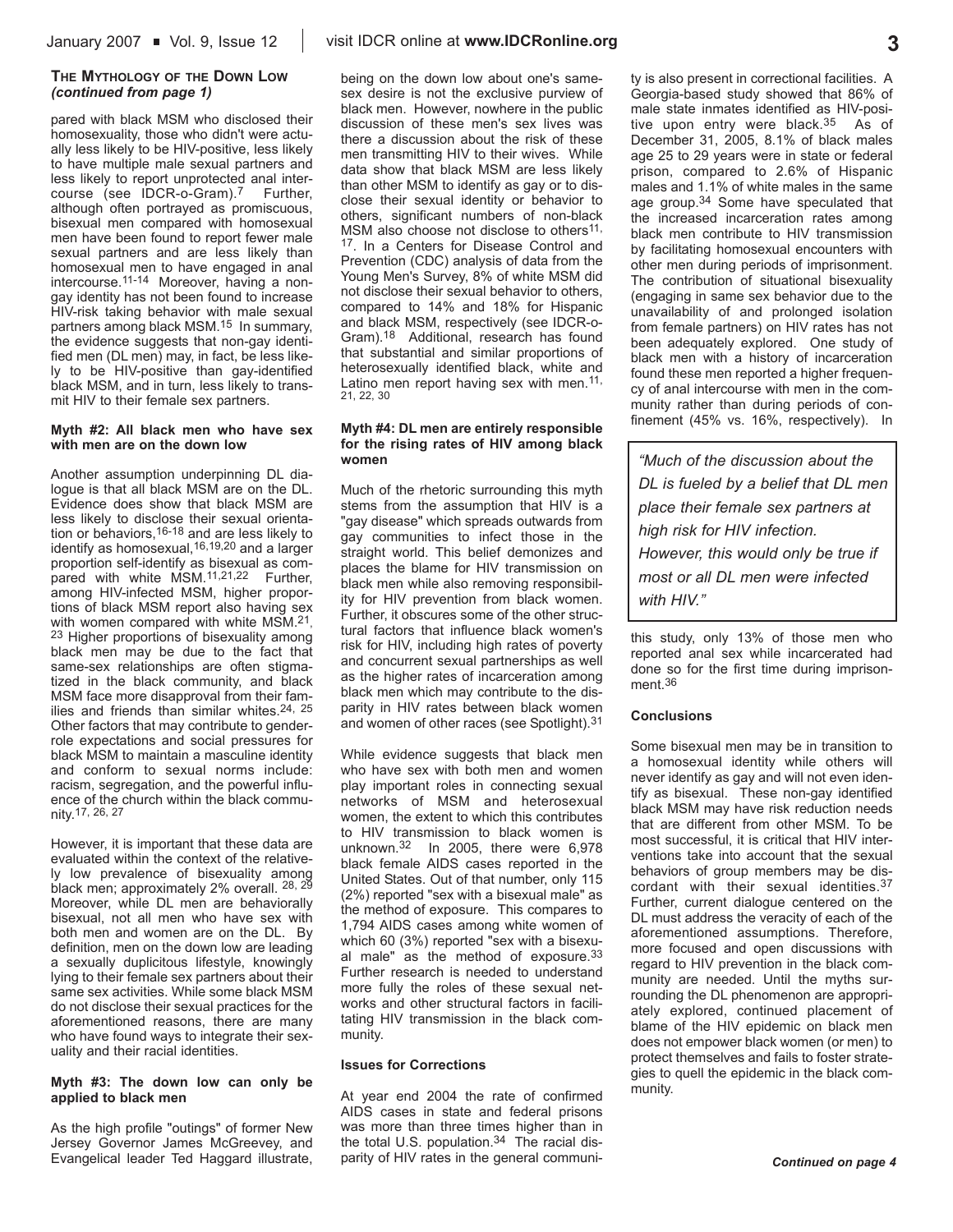### The Mythology of the Down Low *(continued from page 1)*

pared with black MSM who disclosed their homosexuality, those who didn't were actually less likely to be HIV-positive, less likely to have multiple male sexual partners and less likely to report unprotected anal intercourse (see IDCR-o-Gram).[7] Further, although often portrayed as promiscuous, bisexual men compared with homosexual men have been found to report fewer male sexual partners and are less likely than homosexual men to have engaged in anal intercourse.[11-14] Moreover, having a non-gay identity has not been found to increase HIV-risk taking behavior with male sexual partners among black MSM.[15] In summary, the evidence suggests that non-gay identified men (DL men) may, in fact, be less likely to be HIV-positive than gay-identified black MSM, and in turn, less likely to transmit HIV to their female sex partners.

#### Myth #2: All black men who have sex with men are on the down low

Another assumption underpinning DL dialogue is that all black MSM are on the DL. Evidence does show that black MSM are less likely to disclose their sexual orientation or behaviors,[16-18] and are less likely to identify as homosexual,[16,19,20] and a larger proportion self-identify as bisexual as compared with white MSM.[11,21,22] Further, among HIV-infected MSM, higher proportions of black MSM report also having sex with women compared with white MSM.[21, 23] Higher proportions of bisexuality among black men may be due to the fact that same-sex relationships are often stigmatized in the black community, and black MSM face more disapproval from their families and friends than similar whites.[24, 25] Other factors that may contribute to gender-role expectations and social pressures for black MSM to maintain a masculine identity and conform to sexual norms include: racism, segregation, and the powerful influence of the church within the black community.[17, 26, 27]

However, it is important that these data are evaluated within the context of the relatively low prevalence of bisexuality among black men; approximately 2% overall.[28, 29] Moreover, while DL men are behaviorally bisexual, not all men who have sex with both men and women are on the DL. By definition, men on the down low are leading a sexually duplicitous lifestyle, knowingly lying to their female sex partners about their same sex activities. While some black MSM do not disclose their sexual practices for the aforementioned reasons, there are many who have found ways to integrate their sexuality and their racial identities.

#### Myth #3: The down low can only be applied to black men

As the high profile "outings" of former New Jersey Governor James McGreevey, and Evangelical leader Ted Haggard illustrate, being on the down low about one's same-sex desire is not the exclusive purview of black men. However, nowhere in the public discussion of these men's sex lives was there a discussion about the risk of these men transmitting HIV to their wives. While data show that black MSM are less likely than other MSM to identify as gay or to disclose their sexual identity or behavior to others, significant numbers of non-black MSM also choose not disclose to others[11, 17]. In a Centers for Disease Control and Prevention (CDC) analysis of data from the Young Men's Survey, 8% of white MSM did not disclose their sexual behavior to others, compared to 14% and 18% for Hispanic and black MSM, respectively (see IDCR-o-Gram).[18] Additional, research has found that substantial and similar proportions of heterosexually identified black, white and Latino men report having sex with men.[11, 21, 22, 30]

#### Myth #4: DL men are entirely responsible for the rising rates of HIV among black women

Much of the rhetoric surrounding this myth stems from the assumption that HIV is a "gay disease" which spreads outwards from gay communities to infect those in the straight world. This belief demonizes and places the blame for HIV transmission on black men while also removing responsibility for HIV prevention from black women. Further, it obscures some of the other structural factors that influence black women's risk for HIV, including high rates of poverty and concurrent sexual partnerships as well as the higher rates of incarceration among black men which may contribute to the disparity in HIV rates between black women and women of other races (see Spotlight).[31]

While evidence suggests that black men who have sex with both men and women play important roles in connecting sexual networks of MSM and heterosexual women, the extent to which this contributes to HIV transmission to black women is unknown.[32] In 2005, there were 6,978 black female AIDS cases reported in the United States. Out of that number, only 115 (2%) reported "sex with a bisexual male" as the method of exposure. This compares to 1,794 AIDS cases among white women of which 60 (3%) reported "sex with a bisexual male" as the method of exposure.[33] Further research is needed to understand more fully the roles of these sexual networks and other structural factors in facilitating HIV transmission in the black community.

#### Issues for Corrections

At year end 2004 the rate of confirmed AIDS cases in state and federal prisons was more than three times higher than in the total U.S. population.[34] The racial disparity of HIV rates in the general community is also present in correctional facilities. A Georgia-based study showed that 86% of male state inmates identified as HIV-positive upon entry were black.[35] As of December 31, 2005, 8.1% of black males age 25 to 29 years were in state or federal prison, compared to 2.6% of Hispanic males and 1.1% of white males in the same age group.[34] Some have speculated that the increased incarceration rates among black men contribute to HIV transmission by facilitating homosexual encounters with other men during periods of imprisonment. The contribution of situational bisexuality (engaging in same sex behavior due to the unavailability of and prolonged isolation from female partners) on HIV rates has not been adequately explored. One study of black men with a history of incarceration found these men reported a higher frequency of anal intercourse with men in the community rather than during periods of confinement (45% vs. 16%, respectively). In this study, only 13% of those men who reported anal sex while incarcerated had done so for the first time during imprisonment.[36]

> *"Much of the discussion about the DL is fueled by a belief that DL men place their female sex partners at high risk for HIV infection. However, this would only be true if most or all DL men were infected with HIV."*

#### Conclusions

Some bisexual men may be in transition to a homosexual identity while others will never identify as gay and will not even identify as bisexual. These non-gay identified black MSM may have risk reduction needs that are different from other MSM. To be most successful, it is critical that HIV interventions take into account that the sexual behaviors of group members may be discordant with their sexual identities.[37] Further, current dialogue centered on the DL must address the veracity of each of the aforementioned assumptions. Therefore, more focused and open discussions with regard to HIV prevention in the black community are needed. Until the myths surrounding the DL phenomenon are appropriately explored, continued placement of blame of the HIV epidemic on black men does not empower black women (or men) to protect themselves and fails to foster strategies to quell the epidemic in the black community.

*Continued on page 4*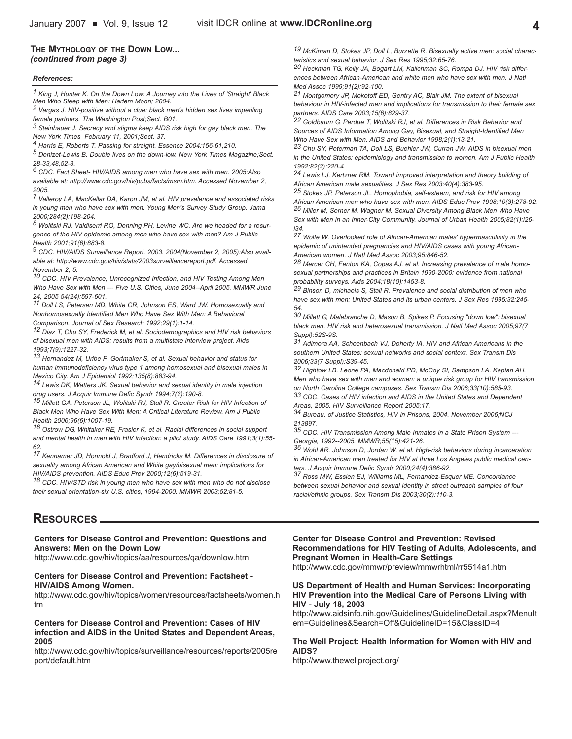**The Mythology of the Down Low...**
***(continued from page 3)***

***References:***

*[1] King J, Hunter K. On the Down Low: A Journey into the Lives of 'Straight' Black Men Who Sleep with Men: Harlem Moon; 2004.*

*[2] Vargas J. HIV-positive without a clue: black men's hidden sex lives imperiling female partners. The Washington Post;Sect. B01.*

*[3] Steinhauer J. Secrecy and stigma keep AIDS risk high for gay black men. The New York Times February 11, 2001;Sect. 37.*

*[4] Harris E, Roberts T. Passing for straight. Essence 2004:156-61,210.*

*[5] Denizet-Lewis B. Double lives on the down-low. New York Times Magazine;Sect. 28-33,48,52-3.*

*[6] CDC. Fact Sheet- HIV/AIDS among men who have sex with men. 2005:Also available at: http://www.cdc.gov/hiv/pubs/facts/msm.htm. Accessed November 2, 2005.*

*[7] Valleroy LA, MacKellar DA, Karon JM, et al. HIV prevalence and associated risks in young men who have sex with men. Young Men's Survey Study Group. Jama 2000;284(2):198-204.*

*[8] Wolitski RJ, Valdiserri RO, Denning PH, Levine WC. Are we headed for a resurgence of the HIV epidemic among men who have sex with men? Am J Public Health 2001;91(6):883-8.*

*[9] CDC. HIV/AIDS Surveillance Report, 2003. 2004(November 2, 2005):Also available at: http://www.cdc.gov/hiv/stats/2003surveillancereport.pdf. Accessed November 2, 5.*

*[10] CDC. HIV Prevalence, Unrecognized Infection, and HIV Testing Among Men Who Have Sex with Men --- Five U.S. Cities, June 2004--April 2005. MMWR June 24, 2005 54(24):597-601.*

*[11] Doll LS, Petersen MD, White CR, Johnson ES, Ward JW. Homosexually and Nonhomosexually Identified Men Who Have Sex With Men: A Behavioral Comparison. Journal of Sex Research 1992;29(1):1-14.*

*[12] Diaz T, Chu SY, Frederick M, et al. Sociodemographics and HIV risk behaviors of bisexual men with AIDS: results from a multistate interview project. Aids 1993;7(9):1227-32.*

*[13] Hernandez M, Uribe P, Gortmaker S, et al. Sexual behavior and status for human immunodeficiency virus type 1 among homosexual and bisexual males in Mexico City. Am J Epidemiol 1992;135(8):883-94.*

*[14] Lewis DK, Watters JK. Sexual behavior and sexual identity in male injection drug users. J Acquir Immune Defic Syndr 1994;7(2):190-8.*

*[15] Millett GA, Peterson JL, Wolitski RJ, Stall R. Greater Risk for HIV Infection of Black Men Who Have Sex With Men: A Critical Literature Review. Am J Public Health 2006;96(6):1007-19.*

*[16] Ostrow DG, Whitaker RE, Frasier K, et al. Racial differences in social support and mental health in men with HIV infection: a pilot study. AIDS Care 1991;3(1):55-62.*

*[17] Kennamer JD, Honnold J, Bradford J, Hendricks M. Differences in disclosure of sexuality among African American and White gay/bisexual men: implications for HIV/AIDS prevention. AIDS Educ Prev 2000;12(6):519-31.*

*[18] CDC. HIV/STD risk in young men who have sex with men who do not disclose their sexual orientation-six U.S. cities, 1994-2000. MMWR 2003;52:81-5.*

*[19] McKirnan D, Stokes JP, Doll L, Burzette R. Bisexually active men: social characteristics and sexual behavior. J Sex Res 1995;32:65-76.*

*[20] Heckman TG, Kelly JA, Bogart LM, Kalichman SC, Rompa DJ. HIV risk differences between African-American and white men who have sex with men. J Natl Med Assoc 1999;91(2):92-100.*

*[21] Montgomery JP, Mokotoff ED, Gentry AC, Blair JM. The extent of bisexual behaviour in HIV-infected men and implications for transmission to their female sex partners. AIDS Care 2003;15(6):829-37.*

*[22] Goldbaum G, Perdue T, Wolitski RJ, et al. Differences in Risk Behavior and Sources of AIDS Information Among Gay, Bisexual, and Straight-Identified Men Who Have Sex with Men. AIDS and Behavior 1998;2(1):13-21.*

*[23] Chu SY, Peterman TA, Doll LS, Buehler JW, Curran JW. AIDS in bisexual men in the United States: epidemiology and transmission to women. Am J Public Health 1992;82(2):220-4.*

*[24] Lewis LJ, Kertzner RM. Toward improved interpretation and theory building of African American male sexualities. J Sex Res 2003;40(4):383-95.*

*[25] Stokes JP, Peterson JL. Homophobia, self-esteem, and risk for HIV among African American men who have sex with men. AIDS Educ Prev 1998;10(3):278-92.*

*[26] Miller M, Serner M, Wagner M. Sexual Diversity Among Black Men Who Have Sex with Men in an Inner-City Community. Journal of Urban Health 2005;82(1):i26-i34.*

*[27] Wolfe W. Overlooked role of African-American males' hypermasculinity in the epidemic of unintended pregnancies and HIV/AIDS cases with young African-American women. J Natl Med Assoc 2003;95:846-52.*

*[28] Mercer CH, Fenton KA, Copas AJ, et al. Increasing prevalence of male homosexual partnerships and practices in Britain 1990-2000: evidence from national probability surveys. Aids 2004;18(10):1453-8.*

*[29] Binson D, michaels S, Stall R. Prevalence and social distribution of men who have sex with men: United States and its urban centers. J Sex Res 1995;32:245-54.*

*[30] Millett G, Malebranche D, Mason B, Spikes P. Focusing "down low": bisexual black men, HIV risk and heterosexual transmission. J Natl Med Assoc 2005;97(7 Suppl):52S-9S.*

*[31] Adimora AA, Schoenbach VJ, Doherty IA. HIV and African Americans in the southern United States: sexual networks and social context. Sex Transm Dis 2006;33(7 Suppl):S39-45.*

*[32] Hightow LB, Leone PA, Macdonald PD, McCoy SI, Sampson LA, Kaplan AH. Men who have sex with men and women: a unique risk group for HIV transmission on North Carolina College campuses. Sex Transm Dis 2006;33(10):585-93.*

*[33] CDC. Cases of HIV infection and AIDS in the United States and Dependent Areas, 2005. HIV Surveillance Report 2005;17.*

*[34] Bureau. of Justice Statistics, HIV in Prisons, 2004. November 2006;NCJ 213897.*

*[35] CDC. HIV Transmission Among Male Inmates in a State Prison System --- Georgia, 1992--2005. MMWR;55(15):421-26.*

*[36] Wohl AR, Johnson D, Jordan W, et al. High-risk behaviors during incarceration in African-American men treated for HIV at three Los Angeles public medical centers. J Acquir Immune Defic Syndr 2000;24(4):386-92.*

*[37] Ross MW, Essien EJ, Williams ML, Fernandez-Esquer ME. Concordance between sexual behavior and sexual identity in street outreach samples of four racial/ethnic groups. Sex Transm Dis 2003;30(2):110-3.*

## Resources

**Centers for Disease Control and Prevention: Questions and Answers: Men on the Down Low**
http://www.cdc.gov/hiv/topics/aa/resources/qa/downlow.htm

**Centers for Disease Control and Prevention: Factsheet - HIV/AIDS Among Women.**
http://www.cdc.gov/hiv/topics/women/resources/factsheets/women.htm

**Centers for Disease Control and Prevention: Cases of HIV infection and AIDS in the United States and Dependent Areas, 2005**
http://www.cdc.gov/hiv/topics/surveillance/resources/reports/2005report/default.htm

**Center for Disease Control and Prevention: Revised Recommendations for HIV Testing of Adults, Adolescents, and Pregnant Women in Health-Care Settings**
http://www.cdc.gov/mmwr/preview/mmwrhtml/rr5514a1.htm

**US Department of Health and Human Services: Incorporating HIV Prevention into the Medical Care of Persons Living with HIV - July 18, 2003**
http://www.aidsinfo.nih.gov/Guidelines/GuidelineDetail.aspx?MenuItem=Guidelines&Search=Off&GuidelineID=15&ClassID=4

**The Well Project: Health Information for Women with HIV and AIDS?**
http://www.thewellproject.org/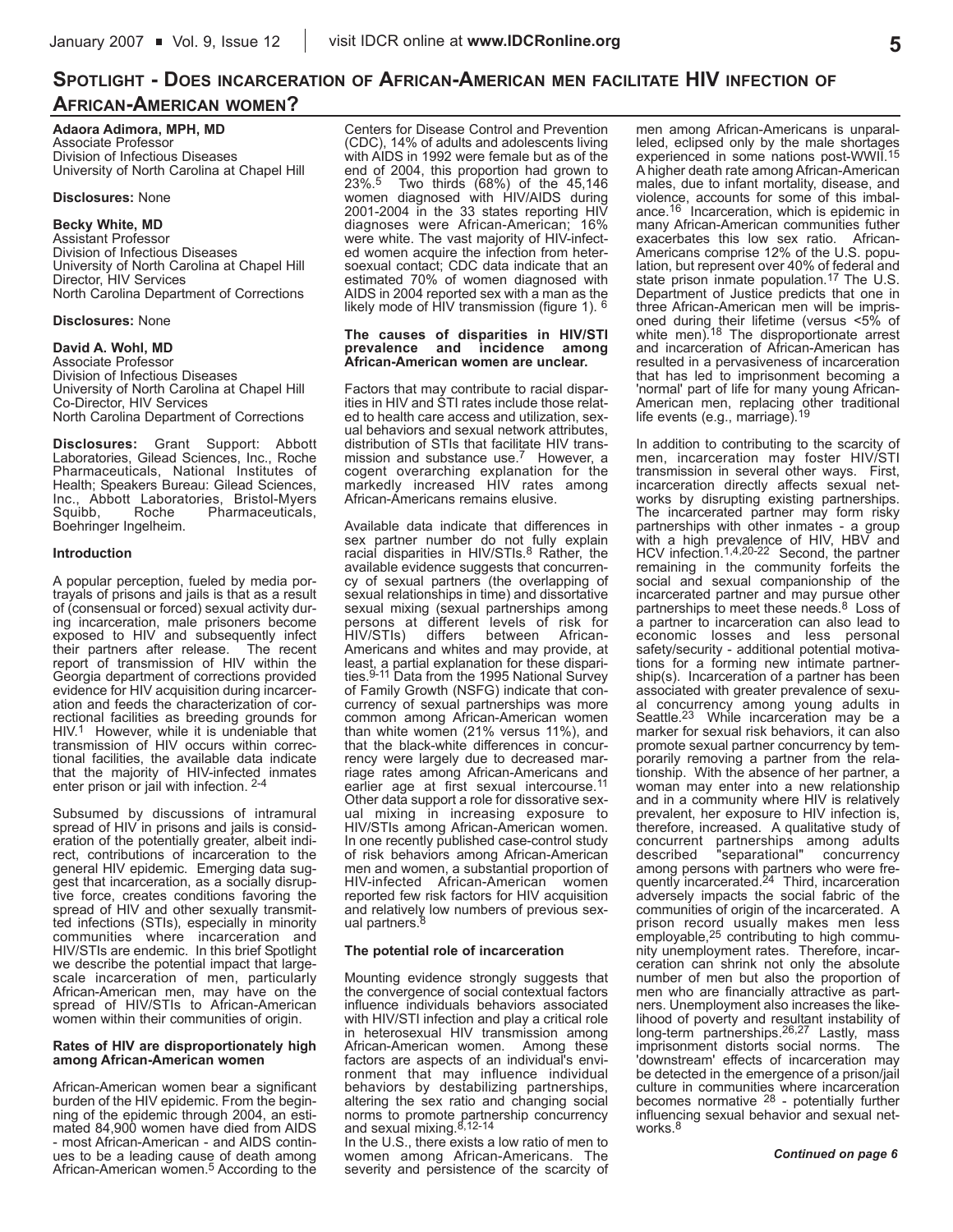## Spotlight - Does incarceration of African-American men facilitate HIV infection of African-American women?

**Adaora Adimora, MPH, MD**
Associate Professor
Division of Infectious Diseases
University of North Carolina at Chapel Hill

**Disclosures:** None

**Becky White, MD**
Assistant Professor
Division of Infectious Diseases
University of North Carolina at Chapel Hill
Director, HIV Services
North Carolina Department of Corrections

**Disclosures:** None

**David A. Wohl, MD**
Associate Professor
Division of Infectious Diseases
University of North Carolina at Chapel Hill
Co-Director, HIV Services
North Carolina Department of Corrections

**Disclosures:** Grant Support: Abbott Laboratories, Gilead Sciences, Inc., Roche Pharmaceuticals, National Institutes of Health; Speakers Bureau: Gilead Sciences, Inc., Abbott Laboratories, Bristol-Myers Squibb, Roche Pharmaceuticals, Boehringer Ingelheim.

#### Introduction

A popular perception, fueled by media portrayals of prisons and jails is that as a result of (consensual or forced) sexual activity during incarceration, male prisoners become exposed to HIV and subsequently infect their partners after release. The recent report of transmission of HIV within the Georgia department of corrections provided evidence for HIV acquisition during incarceration and feeds the characterization of correctional facilities as breeding grounds for HIV.[1] However, while it is undeniable that transmission of HIV occurs within correctional facilities, the available data indicate that the majority of HIV-infected inmates enter prison or jail with infection. [2-4]

Subsumed by discussions of intramural spread of HIV in prisons and jails is consideration of the potentially greater, albeit indirect, contributions of incarceration to the general HIV epidemic. Emerging data suggest that incarceration, as a socially disruptive force, creates conditions favoring the spread of HIV and other sexually transmitted infections (STIs), especially in minority communities where incarceration and HIV/STIs are endemic. In this brief Spotlight we describe the potential impact that large-scale incarceration of men, particularly African-American men, may have on the spread of HIV/STIs to African-American women within their communities of origin.

#### Rates of HIV are disproportionately high among African-American women

African-American women bear a significant burden of the HIV epidemic. From the beginning of the epidemic through 2004, an estimated 84,900 women have died from AIDS - most African-American - and AIDS continues to be a leading cause of death among African-American women.[5] According to the Centers for Disease Control and Prevention (CDC), 14% of adults and adolescents living with AIDS in 1992 were female but as of the end of 2004, this proportion had grown to 23%.[5] Two thirds (68%) of the 45,146 women diagnosed with HIV/AIDS during 2001-2004 in the 33 states reporting HIV diagnoses were African-American; 16% were white. The vast majority of HIV-infected women acquire the infection from hetersoexual contact; CDC data indicate that an estimated 70% of women diagnosed with AIDS in 2004 reported sex with a man as the likely mode of HIV transmission (figure 1). [6]

#### The causes of disparities in HIV/STI prevalence and incidence among African-American women are unclear.

Factors that may contribute to racial disparities in HIV and STI rates include those related to health care access and utilization, sexual behaviors and sexual network attributes, distribution of STIs that facilitate HIV transmission and substance use.[7] However, a cogent overarching explanation for the markedly increased HIV rates among African-Americans remains elusive.

Available data indicate that differences in sex partner number do not fully explain racial disparities in HIV/STIs.[8] Rather, the available evidence suggests that concurrency of sexual partners (the overlapping of sexual relationships in time) and dissortative sexual mixing (sexual partnerships among persons at different levels of risk for HIV/STIs) differs between African-Americans and whites and may provide, at least, a partial explanation for these disparities.[9-11] Data from the 1995 National Survey of Family Growth (NSFG) indicate that concurrency of sexual partnerships was more common among African-American women than white women (21% versus 11%), and that the black-white differences in concurrency were largely due to decreased marriage rates among African-Americans and earlier age at first sexual intercourse.[11] Other data support a role for dissortative sexual mixing in increasing exposure to HIV/STIs among African-American women. In one recently published case-control study of risk behaviors among African-American men and women, a substantial proportion of HIV-infected African-American women reported few risk factors for HIV acquisition and relatively low numbers of previous sexual partners.[8]

#### The potential role of incarceration

Mounting evidence strongly suggests that the convergence of social contextual factors influence individuals behaviors associated with HIV/STI infection and play a critical role in heterosexual HIV transmission among African-American women. Among these factors are aspects of an individual's environment that may influence individual behaviors by destabilizing partnerships, altering the sex ratio and changing social norms to promote partnership concurrency and sexual mixing.[8,12-14]

In the U.S., there exists a low ratio of men to women among African-Americans. The severity and persistence of the scarcity of men among African-Americans is unparalleled, eclipsed only by the male shortages experienced in some nations post-WWII.[15] A higher death rate among African-American males, due to infant mortality, disease, and violence, accounts for some of this imbalance.[16] Incarceration, which is epidemic in many African-American communities futher exacerbates this low sex ratio. African-Americans comprise 12% of the U.S. population, but represent over 40% of federal and state prison inmate population.[17] The U.S. Department of Justice predicts that one in three African-American men will be imprisoned during their lifetime (versus <5% of white men).[18] The disproportionate arrest and incarceration of African-American has resulted in a pervasiveness of incarceration that has led to imprisonment becoming a 'normal' part of life for many young African-American men, replacing other traditional life events (e.g., marriage).[19]

In addition to contributing to the scarcity of men, incarceration may foster HIV/STI transmission in several other ways. First, incarceration directly affects sexual networks by disrupting existing partnerships. The incarcerated partner may form risky partnerships with other inmates - a group with a high prevalence of HIV, HBV and HCV infection.[1,4,20-22] Second, the partner remaining in the community forfeits the social and sexual companionship of the incarcerated partner and may pursue other partnerships to meet these needs.[8] Loss of a partner to incarceration can also lead to economic losses and less personal safety/security - additional potential motivations for a forming new intimate partnership(s). Incarceration of a partner has been associated with greater prevalence of sexual concurrency among young adults in Seattle.[23] While incarceration may be a marker for sexual risk behaviors, it can also promote sexual partner concurrency by temporarily removing a partner from the relationship. With the absence of her partner, a woman may enter into a new relationship and in a community where HIV is relatively prevalent, her exposure to HIV infection is, therefore, increased. A qualitative study of concurrent partnerships among adults described "separational" concurrency among persons with partners who were frequently incarcerated.[24] Third, incarceration adversely impacts the social fabric of the communities of origin of the incarcerated. A prison record usually makes men less employable,[25] contributing to high community unemployment rates. Therefore, incarceration can shrink not only the absolute number of men but also the proportion of men who are financially attractive as partners. Unemployment also increases the likelihood of poverty and resultant instability of long-term partnerships.[26,27] Lastly, mass imprisonment distorts social norms. The 'downstream' effects of incarceration may be detected in the emergence of a prison/jail culture in communities where incarceration becomes normative [28] - potentially further influencing sexual behavior and sexual networks.[8]

***Continued on page 6***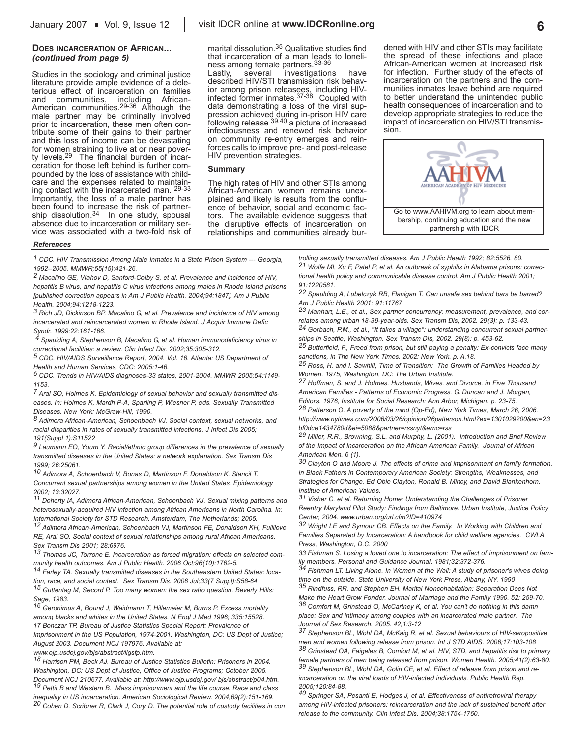### Does Incarceration of African... *(continued from page 5)*

Studies in the sociology and criminal justice literature provide ample evidence of a deleterious effect of incarceration on families and communities, including African-American communities.[29-36] Although the male partner may be criminally involved prior to incarceration, these men often contribute some of their gains to their partner and this loss of income can be devastating for women straining to live at or near poverty levels.[29] The financial burden of incarceration for those left behind is further compounded by the loss of assistance with childcare and the expenses related to maintaining contact with the incarcerated man.[29-33] Importantly, the loss of a male partner has been found to increase the risk of partnership dissolution.[34] In one study, spousal absence due to incarceration or military service was associated with a two-fold risk of marital dissolution.[35] Qualitative studies find that incarceration of a man leads to loneliness among female partners.[33-36]

Lastly, several investigations have described HIV/STI transmission risk behavior among prison releasees, including HIV-infected former inmates.[37-38] Coupled with data demonstrating a loss of the viral suppression achieved during in-prison HIV care following release[39,40] a picture of increased infectiousness and renewed risk behavior on community re-entry emerges and reinforces calls to improve pre- and post-release HIV prevention strategies.

#### Summary

The high rates of HIV and other STIs among African-American women remains unexplained and likely is results from the confluence of behavior, social and economic factors. The available evidence suggests that the disruptive effects of incarceration on relationships and communities already burdened with HIV and other STIs may facilitate the spread of these infections and place African-American women at increased risk for infection. Further study of the effects of incarceration on the partners and the communities inmates leave behind are required to better understand the unintended public health consequences of incarceration and to develop appropriate strategies to reduce the impact of incarceration on HIV/STI transmission.

AAHIVM — American Academy of HIV Medicine

Go to www.AAHIVM.org to learn about membership, continuing education and the new partnership with IDCR

#### *References*

*1 CDC. HIV Transmission Among Male Inmates in a State Prison System --- Georgia, 1992--2005. MMWR;55(15):421-26.*

*2 Macalino GE, Vlahov D, Sanford-Colby S, et al. Prevalence and incidence of HIV, hepatitis B virus, and hepatitis C virus infections among males in Rhode Island prisons [published correction appears in Am J Public Health. 2004;94:1847]. Am J Public Health. 2004;94:1218-1223.*

*3 Rich JD, Dickinson BP, Macalino G, et al. Prevalence and incidence of HIV among incarcerated and reincarcerated women in Rhode Island. J Acquir Immune Defic Syndr. 1999;22:161-166.*

*4 Spaulding A, Stephenson B, Macalino G, et al. Human immunodeficiency virus in correctional facilities: a review. Clin Infect Dis. 2002;35:305-312.*

*5 CDC. HIV/AIDS Surveillance Report, 2004. Vol. 16. Atlanta: US Department of Health and Human Services, CDC: 2005:1-46.*

*6 CDC. Trends in HIV/AIDS diagnoses-33 states, 2001-2004. MMWR 2005;54:1149-1153.*

*7 Aral SO, Holmes K. Epidemiology of sexual behavior and sexually transmitted diseases. In: Holmes K, Mardh P-A, Sparling P, Wiesner P, eds. Sexually Transmitted Diseases. New York: McGraw-Hill, 1990.*

*8 Adimora African-American, Schoenbach VJ. Social context, sexual networks, and racial disparities in rates of sexually transmitted infections. J Infect Dis 2005; 191(Suppl 1):S11522*

*9 Laumann EO, Youm Y. Racial/ethnic group differences in the prevalence of sexually transmitted diseases in the United States: a network explanation. Sex Transm Dis 1999; 26:25061.*

*10 Adimora A, Schoenbach V, Bonas D, Martinson F, Donaldson K, Stancil T. Concurrent sexual partnerships among women in the United States. Epidemiology 2002; 13:32027.*

*11 Doherty IA, Adimora African-American, Schoenbach VJ. Sexual mixing patterns and heterosexually-acquired HIV infection among African Americans in North Carolina. In: International Society for STD Research. Amsterdam, The Netherlands; 2005.*

*12 Adimora African-American, Schoenbach VJ, Martinson FE, Donaldson KH, Fullilove RE, Aral SO. Social context of sexual relationships among rural African Americans. Sex Transm Dis 2001; 28:6976.*

*13 Thomas JC, Torrone E. Incarceration as forced migration: effects on selected community health outcomes. Am J Public Health. 2006 Oct;96(10):1762-5.*

*14 Farley TA. Sexually transmitted diseases in the Southeastern United States: location, race, and social context. Sex Transm Dis. 2006 Jul;33(7 Suppl):S58-64*

*15 Guttentag M, Secord P. Too many women: the sex ratio question. Beverly Hills: Sage, 1983.*

*16 Geronimus A, Bound J, Waidmann T, Hillemeier M, Burns P. Excess mortality among blacks and whites in the United States. N Engl J Med 1996; 335:15528.*

*17 Bonczar TP. Bureau of Justice Statistics Special Report: Prevalence of Imprisonment in the US Population, 1974-2001. Washington, DC: US Dept of Justice; August 2003. Document NCJ 197976. Available at: www.ojp.usdoj.gov/bjs/abstract/llgsfp.htm.*

*18 Harrison PM, Beck AJ. Bureau of Justice Statistics Bulletin: Prisoners in 2004. Washington, DC: US Dept of Justice, Office of Justice Programs; October 2005. Document NCJ 210677. Available at: http://www.ojp.usdoj.gov/ bjs/abstract/p04.htm.*

*19 Pettit B and Western B. Mass imprisonment and the life course: Race and class inequality in US incarceration. American Sociological Review. 2004;69(2):151-169.*

*20 Cohen D, Scribner R, Clark J, Cory D. The potential role of custody facilities in controlling sexually transmitted diseases. Am J Public Health 1992; 82:5526. 80.*

*21 Wolfe MI, Xu F, Patel P, et al. An outbreak of syphilis in Alabama prisons: correctional health policy and communicable disease control. Am J Public Health 2001; 91:1220581.*

*22 Spaulding A, Lubelczyk RB, Flanigan T. Can unsafe sex behind bars be barred? Am J Public Health 2001; 91:11767*

*23 Manhart, L.E., et al., Sex partner concurrency: measurement, prevalence, and correlates among urban 18-39-year-olds. Sex Transm Dis, 2002. 29(3): p. 133-43.*

*24 Gorbach, P.M., et al., "It takes a village": understanding concurrent sexual partnerships in Seattle, Washington. Sex Transm Dis, 2002. 29(8): p. 453-62.*

*25 Butterfield, F., Freed from prison, but still paying a penalty: Ex-convicts face many sanctions, in The New York Times. 2002: New York. p. A.18.*

*26 Ross, H. and I. Sawhill, Time of Transition: The Growth of Families Headed by Women. 1975, Washington, DC: The Urban Institute.*

*27 Hoffman, S. and J. Holmes, Husbands, Wives, and Divorce, in Five Thousand American Families - Patterns of Economic Progress, G. Duncan and J. Morgan, Editors. 1976, Institute for Social Research: Ann Arbor, Michigan. p. 23-75.*

*28 Patterson O. A poverty of the mind (Op-Ed), New York Times, March 26, 2006. http://www.nytimes.com/2006/03/26/opinion/26patterson.html?ex=1301029200&en=23bf0dce1434780d&ei=5088&partner=rssnyt&emc=rss*

*29 Miller, R.R., Browning, S.L. and Murphy, L. (2001). Introduction and Brief Review of the Impact of Incarceration on the African American Family. Journal of African American Men. 6 (1).*

*30 Clayton O and Moore J. The effects of crime and imprisonment on family formation. In Black Fathers in Contemporary American Society: Strengths, Weaknesses, and Strategies for Change. Ed Obie Clayton, Ronald B. Mincy, and David Blankenhorn. Institue of American Values.*

*31 Visher C, et al. Returning Home: Understanding the Challenges of Prisoner Reentry Maryland Pilot Study: Findings from Baltimore. Urban Institute, Justice Policy Center, 2004. www.urban.org/url.cfm?ID=410974*

*32 Wright LE and Symour CB. Effects on the Family. In Working with Children and Families Separated by Incarceration: A handbook for child welfare agencies. CWLA Press, Washington, D.C. 2000*

*33 Fishman S. Losing a loved one to incarceration: The effect of imprisonment on family members. Personal and Guidance Journal. 1981;32:372-376.*

*34 Fishman LT. Living Alone. In Women at the Wall: A study of prisoner's wives doing time on the outside. State University of New York Press, Albany, NY. 1990*

*35 Rindfuss, RR. and Stephen EH. Marital Noncohabitation: Separation Does Not Make the Heart Grow Fonder. Journal of Marriage and the Family 1990. 52: 259-70.*

*36 Comfort M, Grinstead O, McCartney K, et al. You can't do nothing in this damn place: Sex and intimacy among couples with an incarcerated male partner. The Journal of Sex Research. 2005. 42;1:3-12*

*37 Stephenson BL, Wohl DA, McKaig R, et al. Sexual behaviours of HIV-seropositive men and women following release from prison. Int J STD AIDS. 2006;17:103-108*

*38 Grinstead OA, Faigeles B, Comfort M, et al. HIV, STD, and hepatitis risk to primary female partners of men being released from prison. Women Health. 2005;41(2):63-80.*

*39 Stephenson BL, Wohl DA, Golin CE, et al. Effect of release from prison and re-incarceration on the viral loads of HIV-infected individuals. Public Health Rep. 2005;120:84-88.*

*40 Springer SA, Pesanti E, Hodges J, et al. Effectiveness of antiretroviral therapy among HIV-infected prisoners: reincarceration and the lack of sustained benefit after release to the community. Clin Infect Dis. 2004;38:1754-1760.*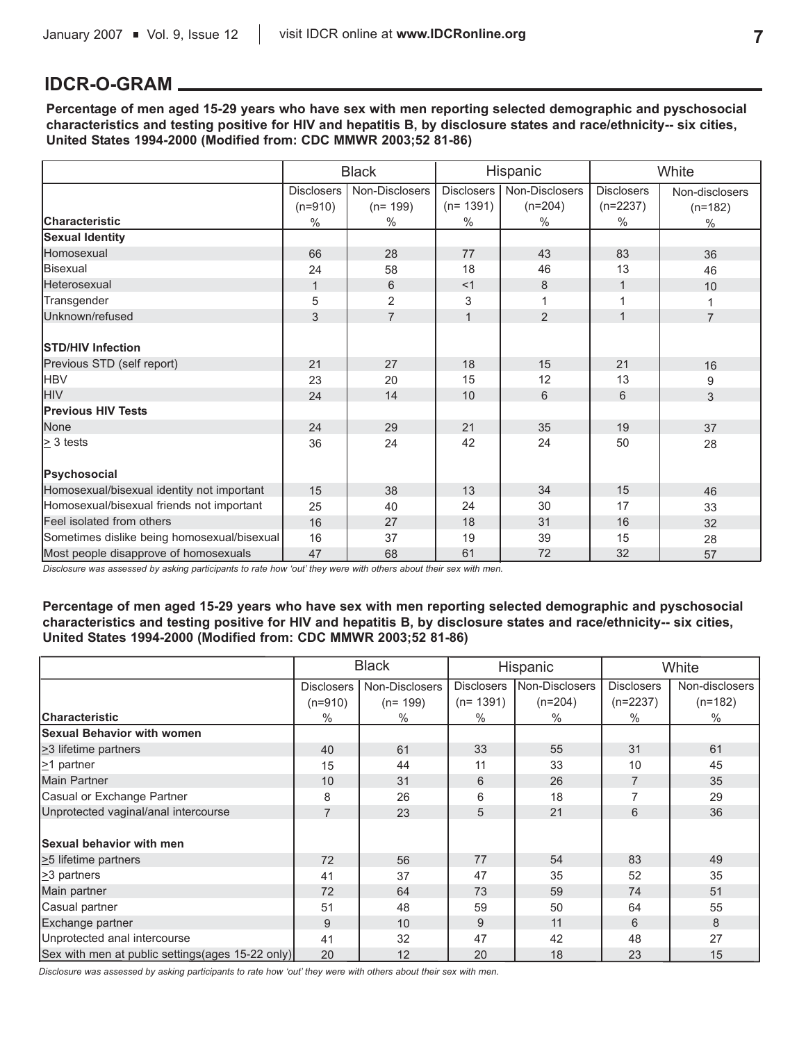## IDCR-O-GRAM

**Percentage of men aged 15-29 years who have sex with men reporting selected demographic and pyschosocial characteristics and testing positive for HIV and hepatitis B, by disclosure states and race/ethnicity-- six cities, United States 1994-2000 (Modified from: CDC MMWR 2003;52 81-86)**

| | Black | | Hispanic | | White | |
|---|---|---|---|---|---|---|
| | Disclosers (n=910) | Non-Disclosers (n= 199) | Disclosers (n= 1391) | Non-Disclosers (n=204) | Disclosers (n=2237) | Non-disclosers (n=182) |
| **Characteristic** | % | % | % | % | % | % |
| **Sexual Identity** | | | | | | |
| Homosexual | 66 | 28 | 77 | 43 | 83 | 36 |
| Bisexual | 24 | 58 | 18 | 46 | 13 | 46 |
| Heterosexual | 1 | 6 | <1 | 8 | 1 | 10 |
| Transgender | 5 | 2 | 3 | 1 | 1 | 1 |
| Unknown/refused | 3 | 7 | 1 | 2 | 1 | 7 |
| **STD/HIV Infection** | | | | | | |
| Previous STD (self report) | 21 | 27 | 18 | 15 | 21 | 16 |
| HBV | 23 | 20 | 15 | 12 | 13 | 9 |
| HIV | 24 | 14 | 10 | 6 | 6 | 3 |
| **Previous HIV Tests** | | | | | | |
| None | 24 | 29 | 21 | 35 | 19 | 37 |
| ≥ 3 tests | 36 | 24 | 42 | 24 | 50 | 28 |
| **Psychosocial** | | | | | | |
| Homosexual/bisexual identity not important | 15 | 38 | 13 | 34 | 15 | 46 |
| Homosexual/bisexual friends not important | 25 | 40 | 24 | 30 | 17 | 33 |
| Feel isolated from others | 16 | 27 | 18 | 31 | 16 | 32 |
| Sometimes dislike being homosexual/bisexual | 16 | 37 | 19 | 39 | 15 | 28 |
| Most people disapprove of homosexuals | 47 | 68 | 61 | 72 | 32 | 57 |

*Disclosure was assessed by asking participants to rate how 'out' they were with others about their sex with men.*

**Percentage of men aged 15-29 years who have sex with men reporting selected demographic and pyschosocial characteristics and testing positive for HIV and hepatitis B, by disclosure states and race/ethnicity-- six cities, United States 1994-2000 (Modified from: CDC MMWR 2003;52 81-86)**

| | Black | | Hispanic | | White | |
|---|---|---|---|---|---|---|
| | Disclosers (n=910) | Non-Disclosers (n= 199) | Disclosers (n= 1391) | Non-Disclosers (n=204) | Disclosers (n=2237) | Non-disclosers (n=182) |
| **Characteristic** | % | % | % | % | % | % |
| **Sexual Behavior with women** | | | | | | |
| ≥3 lifetime partners | 40 | 61 | 33 | 55 | 31 | 61 |
| ≥1 partner | 15 | 44 | 11 | 33 | 10 | 45 |
| Main Partner | 10 | 31 | 6 | 26 | 7 | 35 |
| Casual or Exchange Partner | 8 | 26 | 6 | 18 | 7 | 29 |
| Unprotected vaginal/anal intercourse | 7 | 23 | 5 | 21 | 6 | 36 |
| **Sexual behavior with men** | | | | | | |
| ≥5 lifetime partners | 72 | 56 | 77 | 54 | 83 | 49 |
| ≥3 partners | 41 | 37 | 47 | 35 | 52 | 35 |
| Main partner | 72 | 64 | 73 | 59 | 74 | 51 |
| Casual partner | 51 | 48 | 59 | 50 | 64 | 55 |
| Exchange partner | 9 | 10 | 9 | 11 | 6 | 8 |
| Unprotected anal intercourse | 41 | 32 | 47 | 42 | 48 | 27 |
| Sex with men at public settings(ages 15-22 only) | 20 | 12 | 20 | 18 | 23 | 15 |

*Disclosure was assessed by asking participants to rate how 'out' they were with others about their sex with men.*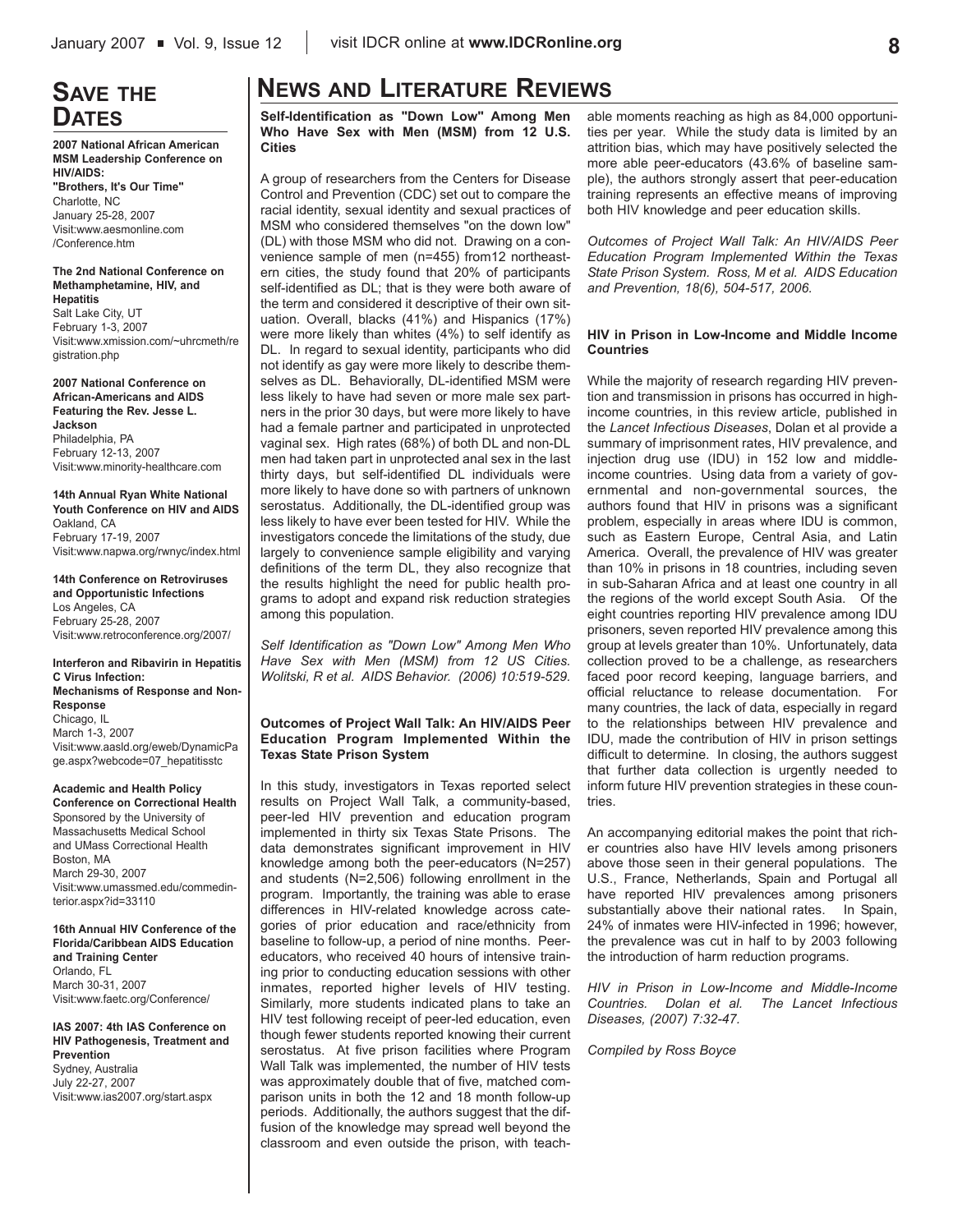## Save the Dates

**2007 National African American MSM Leadership Conference on HIV/AIDS: "Brothers, It's Our Time"**
Charlotte, NC
January 25-28, 2007
Visit:www.aesmonline.com/Conference.htm

**The 2nd National Conference on Methamphetamine, HIV, and Hepatitis**
Salt Lake City, UT
February 1-3, 2007
Visit:www.xmission.com/~uhrcmeth/registration.php

**2007 National Conference on African-Americans and AIDS Featuring the Rev. Jesse L. Jackson**
Philadelphia, PA
February 12-13, 2007
Visit:www.minority-healthcare.com

**14th Annual Ryan White National Youth Conference on HIV and AIDS**
Oakland, CA
February 17-19, 2007
Visit:www.napwa.org/rwnyc/index.html

**14th Conference on Retroviruses and Opportunistic Infections**
Los Angeles, CA
February 25-28, 2007
Visit:www.retroconference.org/2007/

**Interferon and Ribavirin in Hepatitis C Virus Infection: Mechanisms of Response and Non-Response**
Chicago, IL
March 1-3, 2007
Visit:www.aasld.org/eweb/DynamicPage.aspx?webcode=07_hepatitisstc

**Academic and Health Policy Conference on Correctional Health**
Sponsored by the University of Massachusetts Medical School and UMass Correctional Health
Boston, MA
March 29-30, 2007
Visit:www.umassmed.edu/commedinterior.aspx?id=33110

**16th Annual HIV Conference of the Florida/Caribbean AIDS Education and Training Center**
Orlando, FL
March 30-31, 2007
Visit:www.faetc.org/Conference/

**IAS 2007: 4th IAS Conference on HIV Pathogenesis, Treatment and Prevention**
Sydney, Australia
July 22-27, 2007
Visit:www.ias2007.org/start.aspx

## News and Literature Reviews

**Self-Identification as "Down Low" Among Men Who Have Sex with Men (MSM) from 12 U.S. Cities**

A group of researchers from the Centers for Disease Control and Prevention (CDC) set out to compare the racial identity, sexual identity and sexual practices of MSM who considered themselves "on the down low" (DL) with those MSM who did not. Drawing on a convenience sample of men (n=455) from12 northeastern cities, the study found that 20% of participants self-identified as DL; that is they were both aware of the term and considered it descriptive of their own situation. Overall, blacks (41%) and Hispanics (17%) were more likely than whites (4%) to self identify as DL. In regard to sexual identity, participants who did not identify as gay were more likely to describe themselves as DL. Behaviorally, DL-identified MSM were less likely to have had seven or more male sex partners in the prior 30 days, but were more likely to have had a female partner and participated in unprotected vaginal sex. High rates (68%) of both DL and non-DL men had taken part in unprotected anal sex in the last thirty days, but self-identified DL individuals were more likely to have done so with partners of unknown serostatus. Additionally, the DL-identified group was less likely to have ever been tested for HIV. While the investigators concede the limitations of the study, due largely to convenience sample eligibility and varying definitions of the term DL, they also recognize that the results highlight the need for public health programs to adopt and expand risk reduction strategies among this population.

*Self Identification as "Down Low" Among Men Who Have Sex with Men (MSM) from 12 US Cities. Wolitski, R et al. AIDS Behavior. (2006) 10:519-529.*

**Outcomes of Project Wall Talk: An HIV/AIDS Peer Education Program Implemented Within the Texas State Prison System**

In this study, investigators in Texas reported select results on Project Wall Talk, a community-based, peer-led HIV prevention and education program implemented in thirty six Texas State Prisons. The data demonstrates significant improvement in HIV knowledge among both the peer-educators (N=257) and students (N=2,506) following enrollment in the program. Importantly, the training was able to erase differences in HIV-related knowledge across categories of prior education and race/ethnicity from baseline to follow-up, a period of nine months. Peer-educators, who received 40 hours of intensive training prior to conducting education sessions with other inmates, reported higher levels of HIV testing. Similarly, more students indicated plans to take an HIV test following receipt of peer-led education, even though fewer students reported knowing their current serostatus. At five prison facilities where Program Wall Talk was implemented, the number of HIV tests was approximately double that of five, matched comparison units in both the 12 and 18 month follow-up periods. Additionally, the authors suggest that the diffusion of the knowledge may spread well beyond the classroom and even outside the prison, with teachable moments reaching as high as 84,000 opportunities per year. While the study data is limited by an attrition bias, which may have positively selected the more able peer-educators (43.6% of baseline sample), the authors strongly assert that peer-education training represents an effective means of improving both HIV knowledge and peer education skills.

*Outcomes of Project Wall Talk: An HIV/AIDS Peer Education Program Implemented Within the Texas State Prison System. Ross, M et al. AIDS Education and Prevention, 18(6), 504-517, 2006.*

**HIV in Prison in Low-Income and Middle Income Countries**

While the majority of research regarding HIV prevention and transmission in prisons has occurred in high-income countries, in this review article, published in the *Lancet Infectious Diseases*, Dolan et al provide a summary of imprisonment rates, HIV prevalence, and injection drug use (IDU) in 152 low and middle-income countries. Using data from a variety of governmental and non-governmental sources, the authors found that HIV in prisons was a significant problem, especially in areas where IDU is common, such as Eastern Europe, Central Asia, and Latin America. Overall, the prevalence of HIV was greater than 10% in prisons in 18 countries, including seven in sub-Saharan Africa and at least one country in all the regions of the world except South Asia. Of the eight countries reporting HIV prevalence among IDU prisoners, seven reported HIV prevalence among this group at levels greater than 10%. Unfortunately, data collection proved to be a challenge, as researchers faced poor record keeping, language barriers, and official reluctance to release documentation. For many countries, the lack of data, especially in regard to the relationships between HIV prevalence and IDU, made the contribution of HIV in prison settings difficult to determine. In closing, the authors suggest that further data collection is urgently needed to inform future HIV prevention strategies in these countries.

An accompanying editorial makes the point that richer countries also have HIV levels among prisoners above those seen in their general populations. The U.S., France, Netherlands, Spain and Portugal all have reported HIV prevalences among prisoners substantially above their national rates. In Spain, 24% of inmates were HIV-infected in 1996; however, the prevalence was cut in half to by 2003 following the introduction of harm reduction programs.

*HIV in Prison in Low-Income and Middle-Income Countries. Dolan et al. The Lancet Infectious Diseases, (2007) 7:32-47.*

*Compiled by Ross Boyce*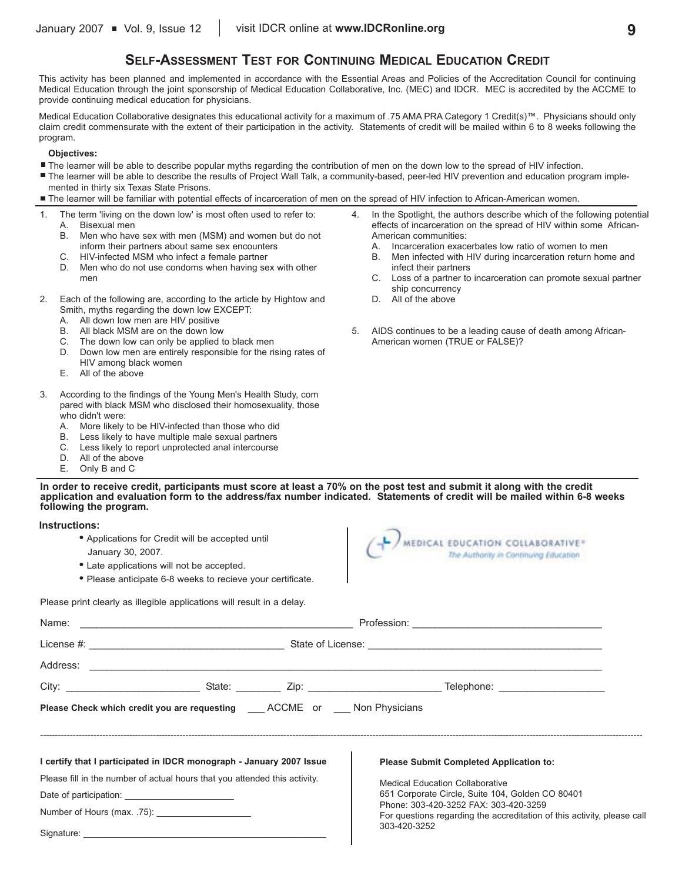## Self-Assessment Test for Continuing Medical Education Credit

This activity has been planned and implemented in accordance with the Essential Areas and Policies of the Accreditation Council for continuing Medical Education through the joint sponsorship of Medical Education Collaborative, Inc. (MEC) and IDCR. MEC is accredited by the ACCME to provide continuing medical education for physicians.

Medical Education Collaborative designates this educational activity for a maximum of .75 AMA PRA Category 1 Credit(s)™. Physicians should only claim credit commensurate with the extent of their participation in the activity. Statements of credit will be mailed within 6 to 8 weeks following the program.

**Objectives:**

- The learner will be able to describe popular myths regarding the contribution of men on the down low to the spread of HIV infection.
- The learner will be able to describe the results of Project Wall Talk, a community-based, peer-led HIV prevention and education program implemented in thirty six Texas State Prisons.
- The learner will be familiar with potential effects of incarceration of men on the spread of HIV infection to African-American women.

1. The term 'living on the down low' is most often used to refer to:
   - A. Bisexual men
   - B. Men who have sex with men (MSM) and women but do not inform their partners about same sex encounters
   - C. HIV-infected MSM who infect a female partner
   - D. Men who do not use condoms when having sex with other men

2. Each of the following are, according to the article by Hightow and Smith, myths regarding the down low EXCEPT:
   - A. All down low men are HIV positive
   - B. All black MSM are on the down low
   - C. The down low can only be applied to black men
   - D. Down low men are entirely responsible for the rising rates of HIV among black women
   - E. All of the above

3. According to the findings of the Young Men's Health Study, compared with black MSM who disclosed their homosexuality, those who didn't were:
   - A. More likely to be HIV-infected than those who did
   - B. Less likely to have multiple male sexual partners
   - C. Less likely to report unprotected anal intercourse
   - D. All of the above
   - E. Only B and C

4. In the Spotlight, the authors describe which of the following potential effects of incarceration on the spread of HIV within some African-American communities:
   - A. Incarceration exacerbates low ratio of women to men
   - B. Men infected with HIV during incarceration return home and infect their partners
   - C. Loss of a partner to incarceration can promote sexual partner ship concurrency
   - D. All of the above

5. AIDS continues to be a leading cause of death among African-American women (TRUE or FALSE)?

**In order to receive credit, participants must score at least a 70% on the post test and submit it along with the credit application and evaluation form to the address/fax number indicated. Statements of credit will be mailed within 6-8 weeks following the program.**

**Instructions:**

- Applications for Credit will be accepted until January 30, 2007.
- Late applications will not be accepted.
- Please anticipate 6-8 weeks to recieve your certificate.

MEDICAL EDUCATION COLLABORATIVE® *The Authority in Continuing Education*

Please print clearly as illegible applications will result in a delay.

Name: ______________________ Profession: ______________________

License #: ______________________ State of License: ______________________

Address: ______________________

City: __________ State: ________ Zip: __________ Telephone: __________

**Please Check which credit you are requesting** ___ ACCME or ___ Non Physicians

---

**I certify that I participated in IDCR monograph - January 2007 Issue**

Please fill in the number of actual hours that you attended this activity.

Date of participation: ______________________

Number of Hours (max. .75): ______________________

Signature: ______________________

**Please Submit Completed Application to:**

Medical Education Collaborative
651 Corporate Circle, Suite 104, Golden CO 80401
Phone: 303-420-3252 FAX: 303-420-3259
For questions regarding the accreditation of this activity, please call 303-420-3252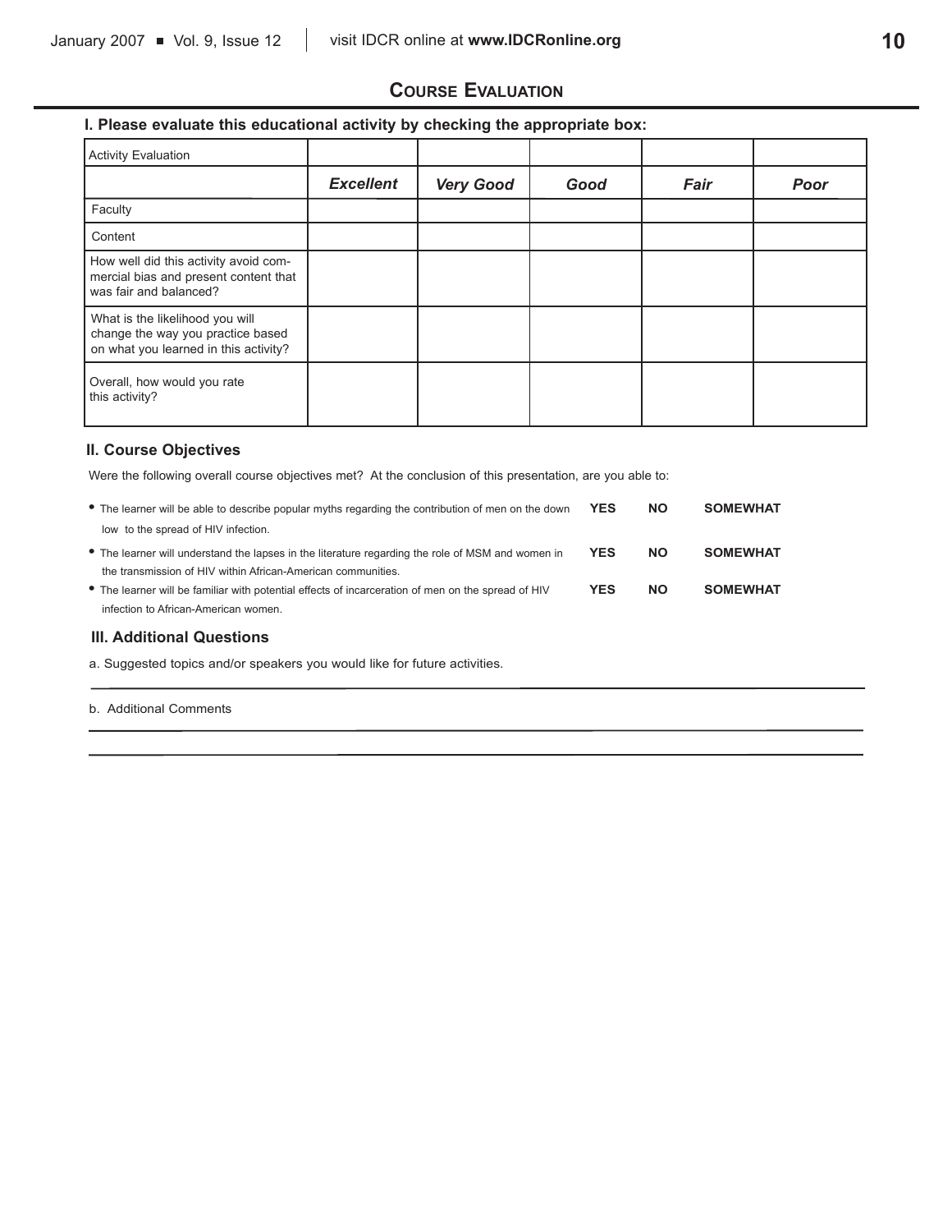## Course Evaluation

### I. Please evaluate this educational activity by checking the appropriate box:

| Activity Evaluation | | | | | |
|---|---|---|---|---|---|
| | ***Excellent*** | ***Very Good*** | ***Good*** | ***Fair*** | ***Poor*** |
| Faculty | | | | | |
| Content | | | | | |
| How well did this activity avoid commercial bias and present content that was fair and balanced? | | | | | |
| What is the likelihood you will change the way you practice based on what you learned in this activity? | | | | | |
| Overall, how would you rate this activity? | | | | | |

### II. Course Objectives

Were the following overall course objectives met? At the conclusion of this presentation, are you able to:

- The learner will be able to describe popular myths regarding the contribution of men on the down low to the spread of HIV infection. **YES** **NO** **SOMEWHAT**
- The learner will understand the lapses in the literature regarding the role of MSM and women in the transmission of HIV within African-American communities. **YES** **NO** **SOMEWHAT**
- The learner will be familiar with potential effects of incarceration of men on the spread of HIV infection to African-American women. **YES** **NO** **SOMEWHAT**

### III. Additional Questions

a. Suggested topics and/or speakers you would like for future activities.

b. Additional Comments